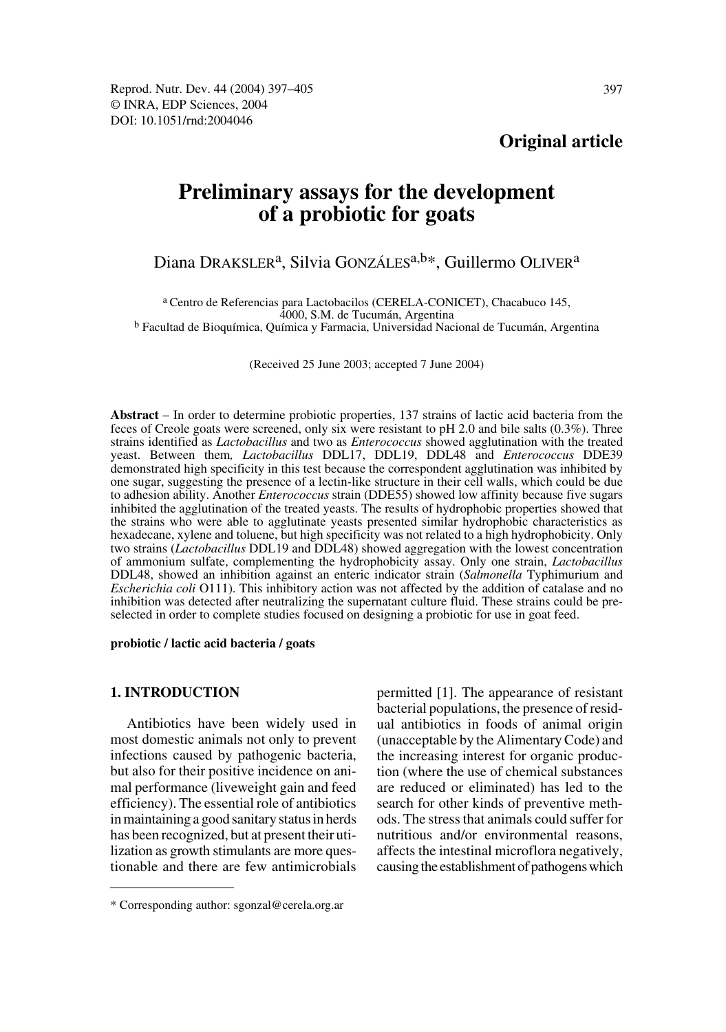**Original article**

# Preliminary assays for the development of a probiotic for goats

Diana DRAKSLER[a], Silvia GONZÁLES[a,b]*, Guillermo OLIVER[a]

[a] Centro de Referencias para Lactobacilos (CERELA-CONICET), Chacabuco 145, 4000, S.M. de Tucumán, Argentina
[b] Facultad de Bioquímica, Química y Farmacia, Universidad Nacional de Tucumán, Argentina

(Received 25 June 2003; accepted 7 June 2004)

**Abstract** – In order to determine probiotic properties, 137 strains of lactic acid bacteria from the feces of Creole goats were screened, only six were resistant to pH 2.0 and bile salts (0.3%). Three strains identified as *Lactobacillus* and two as *Enterococcus* showed agglutination with the treated yeast. Between them, *Lactobacillus* DDL17, DDL19, DDL48 and *Enterococcus* DDE39 demonstrated high specificity in this test because the correspondent agglutination was inhibited by one sugar, suggesting the presence of a lectin-like structure in their cell walls, which could be due to adhesion ability. Another *Enterococcus* strain (DDE55) showed low affinity because five sugars inhibited the agglutination of the treated yeasts. The results of hydrophobic properties showed that the strains who were able to agglutinate yeasts presented similar hydrophobic characteristics as hexadecane, xylene and toluene, but high specificity was not related to a high hydrophobicity. Only two strains (*Lactobacillus* DDL19 and DDL48) showed aggregation with the lowest concentration of ammonium sulfate, complementing the hydrophobicity assay. Only one strain, *Lactobacillus* DDL48, showed an inhibition against an enteric indicator strain (*Salmonella* Typhimurium and *Escherichia coli* O111). This inhibitory action was not affected by the addition of catalase and no inhibition was detected after neutralizing the supernatant culture fluid. These strains could be pre-selected in order to complete studies focused on designing a probiotic for use in goat feed.

**probiotic / lactic acid bacteria / goats**

## 1. INTRODUCTION

Antibiotics have been widely used in most domestic animals not only to prevent infections caused by pathogenic bacteria, but also for their positive incidence on animal performance (liveweight gain and feed efficiency). The essential role of antibiotics in maintaining a good sanitary status in herds has been recognized, but at present their utilization as growth stimulants are more questionable and there are few antimicrobials permitted [1]. The appearance of resistant bacterial populations, the presence of residual antibiotics in foods of animal origin (unacceptable by the Alimentary Code) and the increasing interest for organic production (where the use of chemical substances are reduced or eliminated) has led to the search for other kinds of preventive methods. The stress that animals could suffer for nutritious and/or environmental reasons, affects the intestinal microflora negatively, causing the establishment of pathogens which

* Corresponding author: sgonzal@cerela.org.ar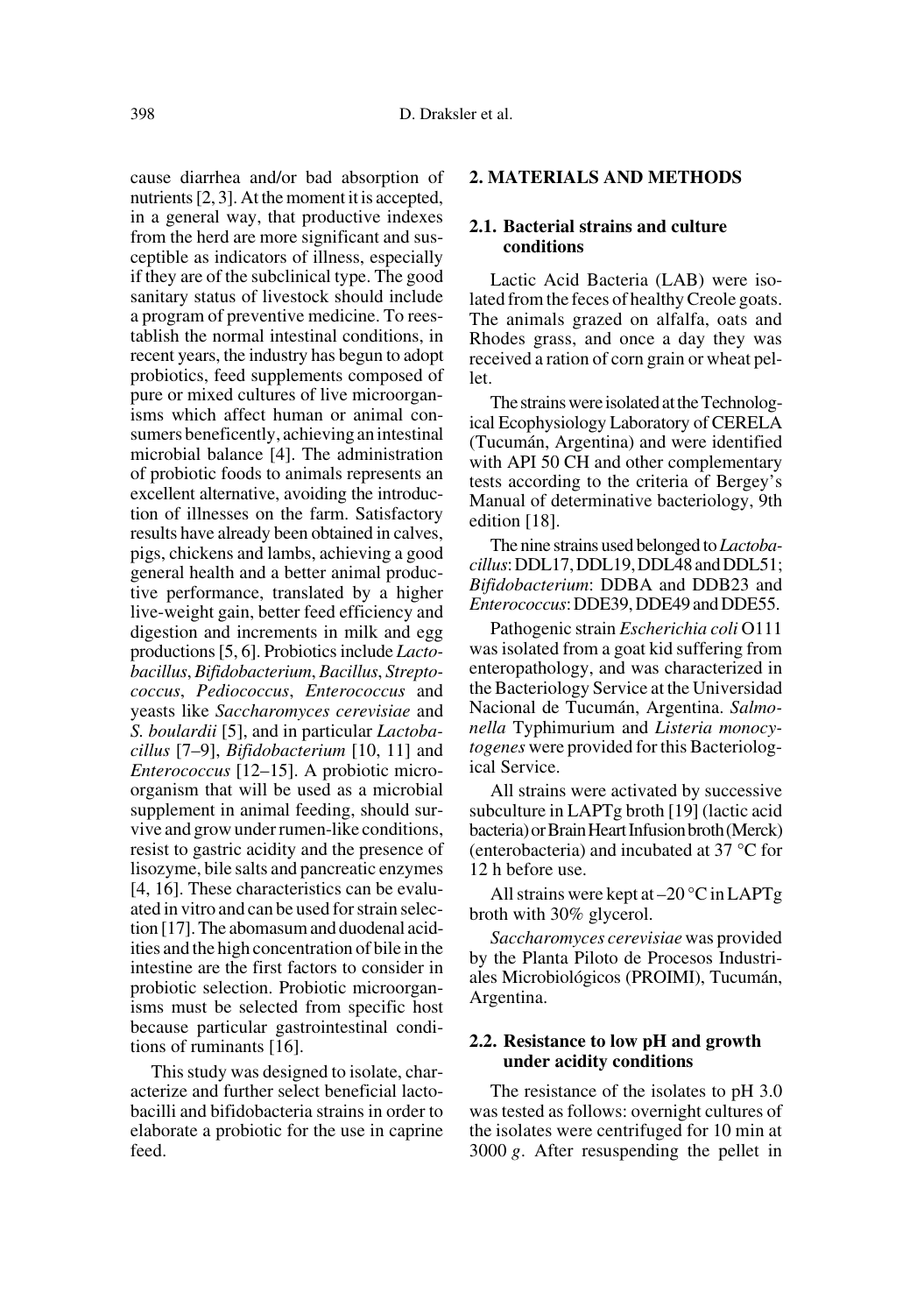cause diarrhea and/or bad absorption of nutrients [2, 3]. At the moment it is accepted, in a general way, that productive indexes from the herd are more significant and susceptible as indicators of illness, especially if they are of the subclinical type. The good sanitary status of livestock should include a program of preventive medicine. To reestablish the normal intestinal conditions, in recent years, the industry has begun to adopt probiotics, feed supplements composed of pure or mixed cultures of live microorganisms which affect human or animal consumers beneficently, achieving an intestinal microbial balance [4]. The administration of probiotic foods to animals represents an excellent alternative, avoiding the introduction of illnesses on the farm. Satisfactory results have already been obtained in calves, pigs, chickens and lambs, achieving a good general health and a better animal productive performance, translated by a higher live-weight gain, better feed efficiency and digestion and increments in milk and egg productions [5, 6]. Probiotics include *Lactobacillus*, *Bifidobacterium*, *Bacillus*, *Streptococcus*, *Pediococcus*, *Enterococcus* and yeasts like *Saccharomyces cerevisiae* and *S. boulardii* [5], and in particular *Lactobacillus* [7–9], *Bifidobacterium* [10, 11] and *Enterococcus* [12–15]. A probiotic microorganism that will be used as a microbial supplement in animal feeding, should survive and grow under rumen-like conditions, resist to gastric acidity and the presence of lisozyme, bile salts and pancreatic enzymes [4, 16]. These characteristics can be evaluated in vitro and can be used for strain selection [17]. The abomasum and duodenal acidities and the high concentration of bile in the intestine are the first factors to consider in probiotic selection. Probiotic microorganisms must be selected from specific host because particular gastrointestinal conditions of ruminants [16].

This study was designed to isolate, characterize and further select beneficial lactobacilli and bifidobacteria strains in order to elaborate a probiotic for the use in caprine feed.

## 2. MATERIALS AND METHODS

### 2.1. Bacterial strains and culture conditions

Lactic Acid Bacteria (LAB) were isolated from the feces of healthy Creole goats. The animals grazed on alfalfa, oats and Rhodes grass, and once a day they was received a ration of corn grain or wheat pellet.

The strains were isolated at the Technological Ecophysiology Laboratory of CERELA (Tucumán, Argentina) and were identified with API 50 CH and other complementary tests according to the criteria of Bergey's Manual of determinative bacteriology, 9th edition [18].

The nine strains used belonged to *Lactobacillus*: DDL17, DDL19, DDL48 and DDL51; *Bifidobacterium*: DDBA and DDB23 and *Enterococcus*: DDE39, DDE49 and DDE55.

Pathogenic strain *Escherichia coli* O111 was isolated from a goat kid suffering from enteropathology, and was characterized in the Bacteriology Service at the Universidad Nacional de Tucumán, Argentina. *Salmonella* Typhimurium and *Listeria monocytogenes* were provided for this Bacteriological Service.

All strains were activated by successive subculture in LAPTg broth [19] (lactic acid bacteria) or Brain Heart Infusion broth (Merck) (enterobacteria) and incubated at 37 °C for 12 h before use.

All strains were kept at –20 °C in LAPTg broth with 30% glycerol.

*Saccharomyces cerevisiae* was provided by the Planta Piloto de Procesos Industriales Microbiológicos (PROIMI), Tucumán, Argentina.

### 2.2. Resistance to low pH and growth under acidity conditions

The resistance of the isolates to pH 3.0 was tested as follows: overnight cultures of the isolates were centrifuged for 10 min at 3000 *g*. After resuspending the pellet in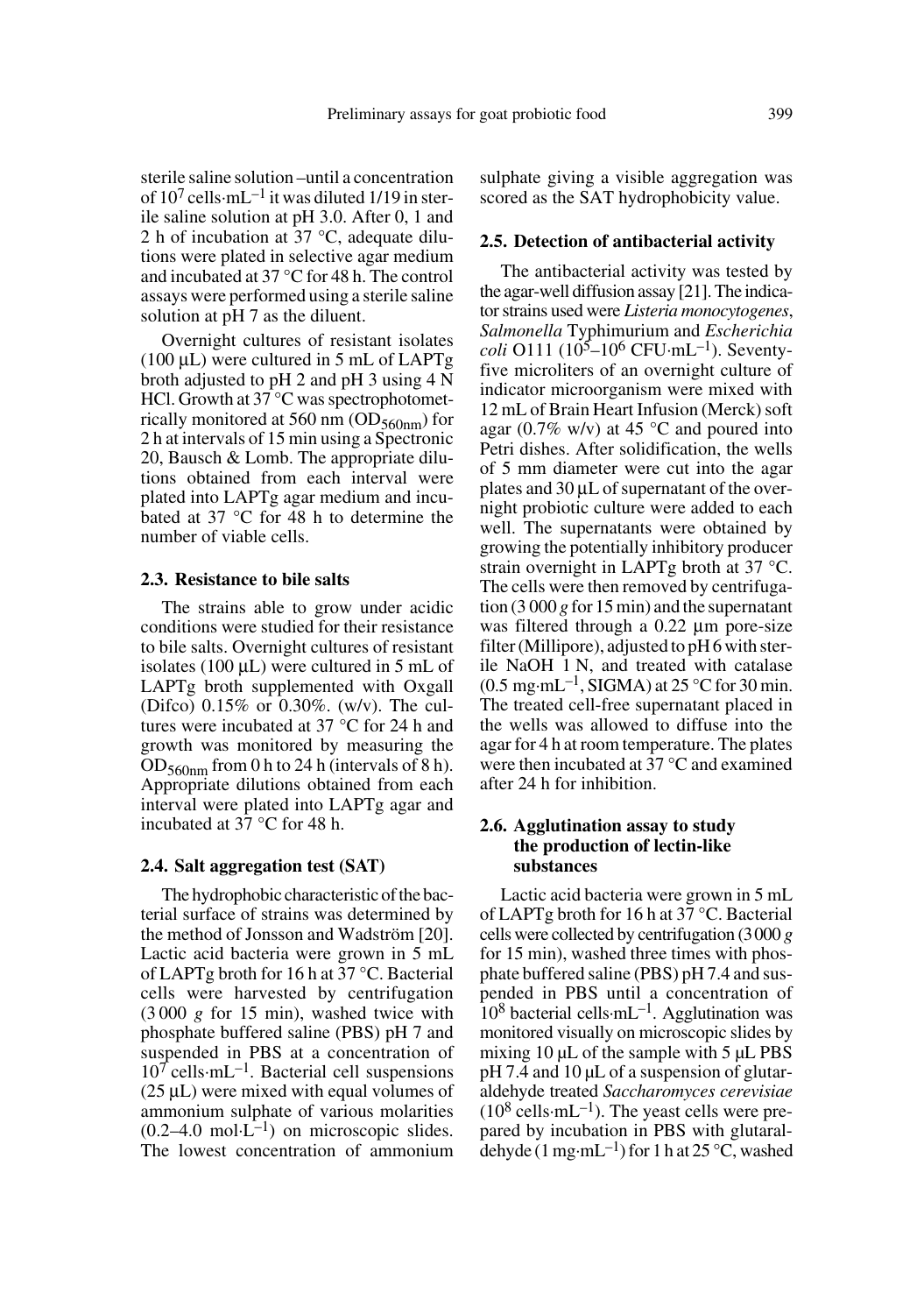sterile saline solution –until a concentration of $10^7$ cells·mL$^{-1}$ it was diluted 1/19 in sterile saline solution at pH 3.0. After 0, 1 and 2 h of incubation at 37 °C, adequate dilutions were plated in selective agar medium and incubated at 37 °C for 48 h. The control assays were performed using a sterile saline solution at pH 7 as the diluent.

Overnight cultures of resistant isolates (100 µL) were cultured in 5 mL of LAPTg broth adjusted to pH 2 and pH 3 using 4 N HCl. Growth at 37 °C was spectrophotometrically monitored at 560 nm ($OD_{560nm}$) for 2 h at intervals of 15 min using a Spectronic 20, Bausch & Lomb. The appropriate dilutions obtained from each interval were plated into LAPTg agar medium and incubated at 37 °C for 48 h to determine the number of viable cells.

### 2.3. Resistance to bile salts

The strains able to grow under acidic conditions were studied for their resistance to bile salts. Overnight cultures of resistant isolates (100 µL) were cultured in 5 mL of LAPTg broth supplemented with Oxgall (Difco) 0.15% or 0.30%. (w/v). The cultures were incubated at 37 °C for 24 h and growth was monitored by measuring the $OD_{560nm}$ from 0 h to 24 h (intervals of 8 h). Appropriate dilutions obtained from each interval were plated into LAPTg agar and incubated at 37 °C for 48 h.

### 2.4. Salt aggregation test (SAT)

The hydrophobic characteristic of the bacterial surface of strains was determined by the method of Jonsson and Wadström [20]. Lactic acid bacteria were grown in 5 mL of LAPTg broth for 16 h at 37 °C. Bacterial cells were harvested by centrifugation (3 000 *g* for 15 min), washed twice with phosphate buffered saline (PBS) pH 7 and suspended in PBS at a concentration of $10^7$ cells·mL$^{-1}$. Bacterial cell suspensions (25 µL) were mixed with equal volumes of ammonium sulphate of various molarities (0.2–4.0 mol·L$^{-1}$) on microscopic slides. The lowest concentration of ammonium sulphate giving a visible aggregation was scored as the SAT hydrophobicity value.

### 2.5. Detection of antibacterial activity

The antibacterial activity was tested by the agar-well diffusion assay [21]. The indicator strains used were *Listeria monocytogenes*, *Salmonella* Typhimurium and *Escherichia coli* O111 ($10^5$–$10^6$ CFU·mL$^{-1}$). Seventy-five microliters of an overnight culture of indicator microorganism were mixed with 12 mL of Brain Heart Infusion (Merck) soft agar (0.7% w/v) at 45 °C and poured into Petri dishes. After solidification, the wells of 5 mm diameter were cut into the agar plates and 30 µL of supernatant of the overnight probiotic culture were added to each well. The supernatants were obtained by growing the potentially inhibitory producer strain overnight in LAPTg broth at 37 °C. The cells were then removed by centrifugation (3 000 *g* for 15 min) and the supernatant was filtered through a 0.22 µm pore-size filter (Millipore), adjusted to pH 6 with sterile NaOH 1 N, and treated with catalase (0.5 mg·mL$^{-1}$, SIGMA) at 25 °C for 30 min. The treated cell-free supernatant placed in the wells was allowed to diffuse into the agar for 4 h at room temperature. The plates were then incubated at 37 °C and examined after 24 h for inhibition.

### 2.6. Agglutination assay to study the production of lectin-like substances

Lactic acid bacteria were grown in 5 mL of LAPTg broth for 16 h at 37 °C. Bacterial cells were collected by centrifugation (3 000 *g* for 15 min), washed three times with phosphate buffered saline (PBS) pH 7.4 and suspended in PBS until a concentration of $10^8$ bacterial cells·mL$^{-1}$. Agglutination was monitored visually on microscopic slides by mixing 10 µL of the sample with 5 µL PBS pH 7.4 and 10 µL of a suspension of glutaraldehyde treated *Saccharomyces cerevisiae* ($10^8$ cells·mL$^{-1}$). The yeast cells were prepared by incubation in PBS with glutaraldehyde (1 mg·mL$^{-1}$) for 1 h at 25 °C, washed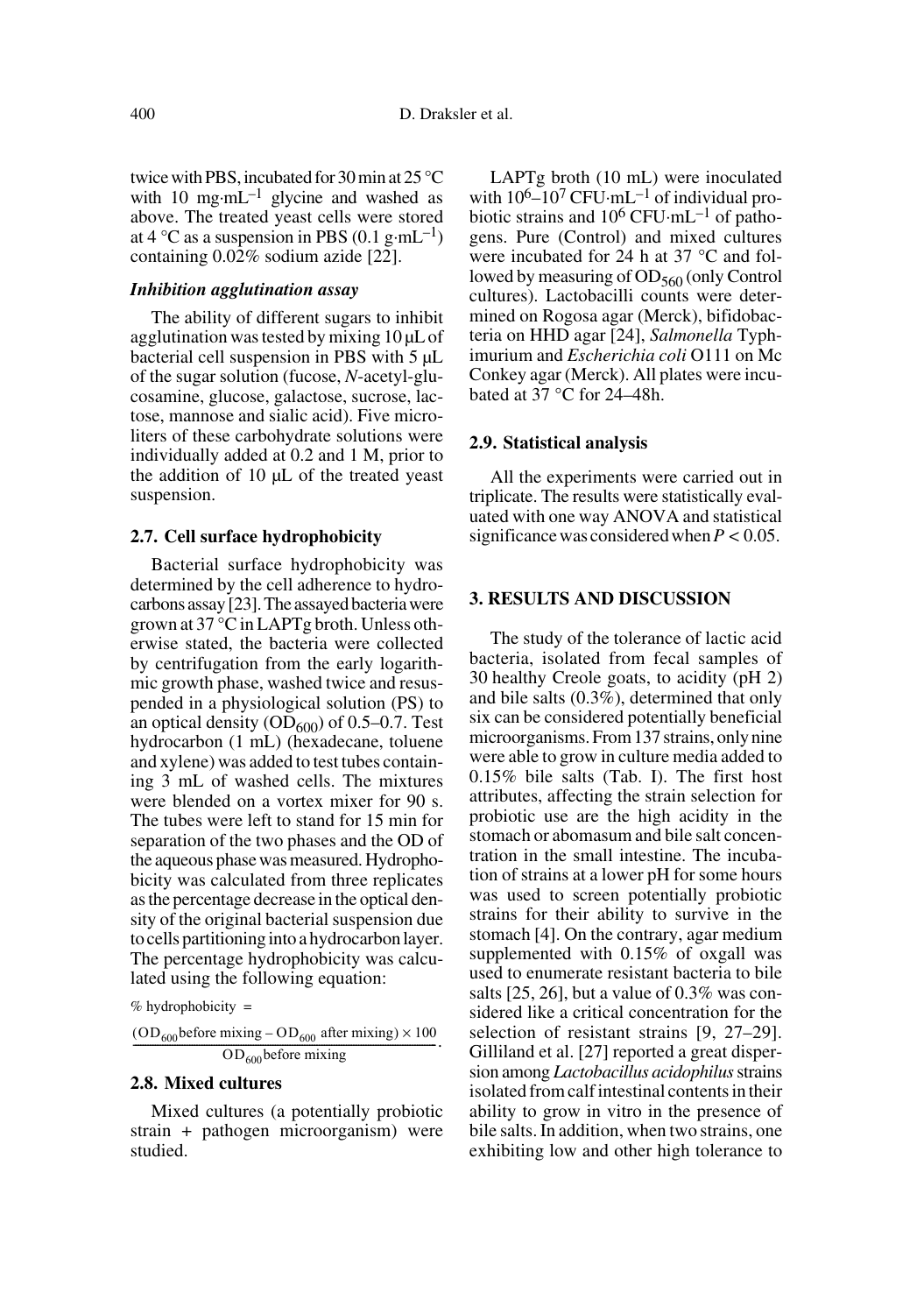twice with PBS, incubated for 30 min at 25 °C with 10 mg·mL$^{-1}$ glycine and washed as above. The treated yeast cells were stored at 4 °C as a suspension in PBS (0.1 g·mL$^{-1}$) containing 0.02% sodium azide [22].

#### *Inhibition agglutination assay*

The ability of different sugars to inhibit agglutination was tested by mixing 10 μL of bacterial cell suspension in PBS with 5 μL of the sugar solution (fucose, *N*-acetyl-glucosamine, glucose, galactose, sucrose, lactose, mannose and sialic acid). Five microliters of these carbohydrate solutions were individually added at 0.2 and 1 M, prior to the addition of 10 μL of the treated yeast suspension.

### 2.7. Cell surface hydrophobicity

Bacterial surface hydrophobicity was determined by the cell adherence to hydrocarbons assay [23]. The assayed bacteria were grown at 37 °C in LAPTg broth. Unless otherwise stated, the bacteria were collected by centrifugation from the early logarithmic growth phase, washed twice and resuspended in a physiological solution (PS) to an optical density ($OD_{600}$) of 0.5–0.7. Test hydrocarbon (1 mL) (hexadecane, toluene and xylene) was added to test tubes containing 3 mL of washed cells. The mixtures were blended on a vortex mixer for 90 s. The tubes were left to stand for 15 min for separation of the two phases and the OD of the aqueous phase was measured. Hydrophobicity was calculated from three replicates as the percentage decrease in the optical density of the original bacterial suspension due to cells partitioning into a hydrocarbon layer. The percentage hydrophobicity was calculated using the following equation:

$$\%\ \text{hydrophobicity} = \frac{(OD_{600}\,\text{before mixing} - OD_{600}\,\text{after mixing}) \times 100}{OD_{600}\,\text{before mixing}}.$$

### 2.8. Mixed cultures

Mixed cultures (a potentially probiotic strain + pathogen microorganism) were studied.

LAPTg broth (10 mL) were inoculated with $10^6$–$10^7$ CFU·mL$^{-1}$ of individual probiotic strains and $10^6$ CFU·mL$^{-1}$ of pathogens. Pure (Control) and mixed cultures were incubated for 24 h at 37 °C and followed by measuring of $OD_{560}$ (only Control cultures). Lactobacilli counts were determined on Rogosa agar (Merck), bifidobacteria on HHD agar [24], *Salmonella* Typhimurium and *Escherichia coli* O111 on Mc Conkey agar (Merck). All plates were incubated at 37 °C for 24–48h.

### 2.9. Statistical analysis

All the experiments were carried out in triplicate. The results were statistically evaluated with one way ANOVA and statistical significance was considered when $P < 0.05$.

## 3. RESULTS AND DISCUSSION

The study of the tolerance of lactic acid bacteria, isolated from fecal samples of 30 healthy Creole goats, to acidity (pH 2) and bile salts (0.3%), determined that only six can be considered potentially beneficial microorganisms. From 137 strains, only nine were able to grow in culture media added to 0.15% bile salts (Tab. I). The first host attributes, affecting the strain selection for probiotic use are the high acidity in the stomach or abomasum and bile salt concentration in the small intestine. The incubation of strains at a lower pH for some hours was used to screen potentially probiotic strains for their ability to survive in the stomach [4]. On the contrary, agar medium supplemented with 0.15% of oxgall was used to enumerate resistant bacteria to bile salts [25, 26], but a value of 0.3% was considered like a critical concentration for the selection of resistant strains [9, 27–29]. Gilliland et al. [27] reported a great dispersion among *Lactobacillus acidophilus* strains isolated from calf intestinal contents in their ability to grow in vitro in the presence of bile salts. In addition, when two strains, one exhibiting low and other high tolerance to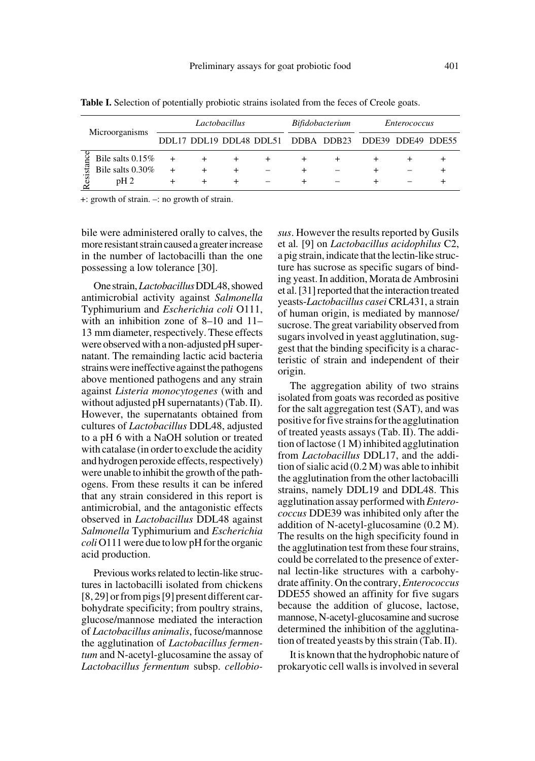**Table I.** Selection of potentially probiotic strains isolated from the feces of Creole goats.

| Microorganisms | | *Lactobacillus* | | | | *Bifidobacterium* | | *Enterococcus* | | |
|---|---|---|---|---|---|---|---|---|---|---|
| | | DDL17 | DDL19 | DDL48 | DDL51 | DDBA | DDB23 | DDE39 | DDE49 | DDE55 |
| Resistance | Bile salts 0.15% | + | + | + | + | + | + | + | + | + |
| | Bile salts 0.30% | + | + | + | – | + | – | + | – | + |
| | pH 2 | + | + | + | – | + | – | + | – | + |

+: growth of strain. –: no growth of strain.

bile were administered orally to calves, the more resistant strain caused a greater increase in the number of lactobacilli than the one possessing a low tolerance [30].

One strain, *Lactobacillus* DDL48, showed antimicrobial activity against *Salmonella* Typhimurium and *Escherichia coli* O111, with an inhibition zone of 8–10 and 11–13 mm diameter, respectively. These effects were observed with a non-adjusted pH supernatant. The remainding lactic acid bacteria strains were ineffective against the pathogens above mentioned pathogens and any strain against *Listeria monocytogenes* (with and without adjusted pH supernatants) (Tab. II). However, the supernatants obtained from cultures of *Lactobacillus* DDL48, adjusted to a pH 6 with a NaOH solution or treated with catalase (in order to exclude the acidity and hydrogen peroxide effects, respectively) were unable to inhibit the growth of the pathogens. From these results it can be infered that any strain considered in this report is antimicrobial, and the antagonistic effects observed in *Lactobacillus* DDL48 against *Salmonella* Typhimurium and *Escherichia coli* O111 were due to low pH for the organic acid production.

Previous works related to lectin-like structures in lactobacilli isolated from chickens [8, 29] or from pigs [9] present different carbohydrate specificity; from poultry strains, glucose/mannose mediated the interaction of *Lactobacillus animalis*, fucose/mannose the agglutination of *Lactobacillus fermentum* and N-acetyl-glucosamine the assay of *Lactobacillus fermentum* subsp. *cellobiosus*. However the results reported by Gusils et al. [9] on *Lactobacillus acidophilus* C2, a pig strain, indicate that the lectin-like structure has sucrose as specific sugars of binding yeast. In addition, Morata de Ambrosini et al. [31] reported that the interaction treated yeasts-*Lactobacillus casei* CRL431, a strain of human origin, is mediated by mannose/sucrose. The great variability observed from sugars involved in yeast agglutination, suggest that the binding specificity is a characteristic of strain and independent of their origin.

The aggregation ability of two strains isolated from goats was recorded as positive for the salt aggregation test (SAT), and was positive for five strains for the agglutination of treated yeasts assays (Tab. II). The addition of lactose (1 M) inhibited agglutination from *Lactobacillus* DDL17, and the addition of sialic acid (0.2 M) was able to inhibit the agglutination from the other lactobacilli strains, namely DDL19 and DDL48. This agglutination assay performed with *Enterococcus* DDE39 was inhibited only after the addition of N-acetyl-glucosamine (0.2 M). The results on the high specificity found in the agglutination test from these four strains, could be correlated to the presence of external lectin-like structures with a carbohydrate affinity. On the contrary, *Enterococcus* DDE55 showed an affinity for five sugars because the addition of glucose, lactose, mannose, N-acetyl-glucosamine and sucrose determined the inhibition of the agglutination of treated yeasts by this strain (Tab. II).

It is known that the hydrophobic nature of prokaryotic cell walls is involved in several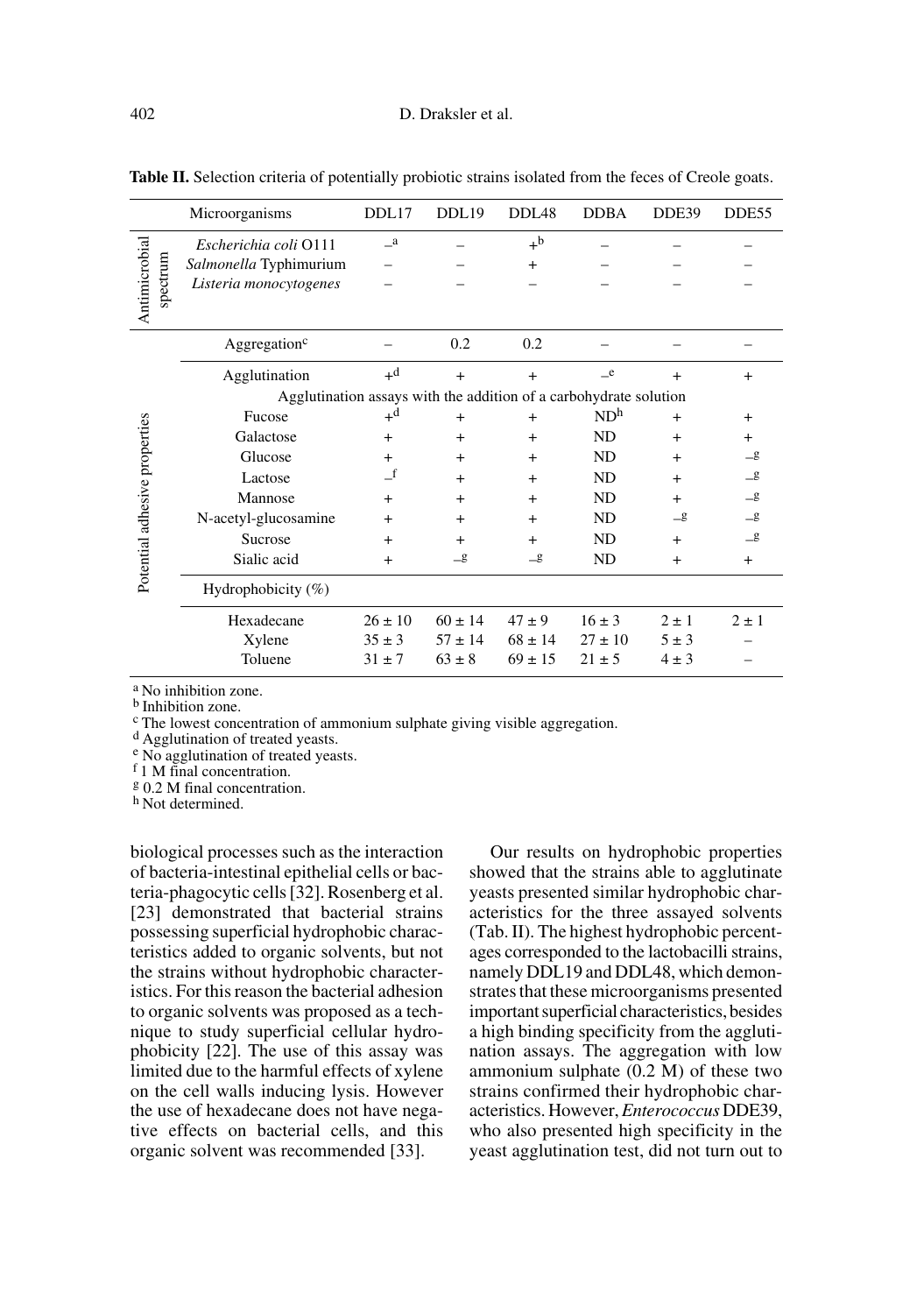**Table II.** Selection criteria of potentially probiotic strains isolated from the feces of Creole goats.

| | Microorganisms | DDL17 | DDL19 | DDL48 | DDBA | DDE39 | DDE55 |
|---|---|---|---|---|---|---|---|
| Antimicrobial spectrum | *Escherichia coli* O111 | –[a] | – | +[b] | – | – | – |
| | *Salmonella* Typhimurium | – | – | + | – | – | – |
| | *Listeria monocytogenes* | – | – | – | – | – | – |
| Potential adhesive properties | Aggregation[c] | – | 0.2 | 0.2 | – | – | – |
| | Agglutination | +[d] | + | + | –[e] | + | + |
| | Agglutination assays with the addition of a carbohydrate solution | | | | | | |
| | Fucose | +[d] | + | + | ND[h] | + | + |
| | Galactose | + | + | + | ND | + | + |
| | Glucose | + | + | + | ND | + | –[g] |
| | Lactose | –[f] | + | + | ND | + | –[g] |
| | Mannose | + | + | + | ND | + | –[g] |
| | N-acetyl-glucosamine | + | + | + | ND | –[g] | –[g] |
| | Sucrose | + | + | + | ND | + | –[g] |
| | Sialic acid | + | –[g] | –[g] | ND | + | + |
| | Hydrophobicity (%) | | | | | | |
| | Hexadecane | 26 ± 10 | 60 ± 14 | 47 ± 9 | 16 ± 3 | 2 ± 1 | 2 ± 1 |
| | Xylene | 35 ± 3 | 57 ± 14 | 68 ± 14 | 27 ± 10 | 5 ± 3 | – |
| | Toluene | 31 ± 7 | 63 ± 8 | 69 ± 15 | 21 ± 5 | 4 ± 3 | – |

[a] No inhibition zone.
[b] Inhibition zone.
[c] The lowest concentration of ammonium sulphate giving visible aggregation.
[d] Agglutination of treated yeasts.
[e] No agglutination of treated yeasts.
[f] 1 M final concentration.
[g] 0.2 M final concentration.
[h] Not determined.

biological processes such as the interaction of bacteria-intestinal epithelial cells or bacteria-phagocytic cells [32]. Rosenberg et al. [23] demonstrated that bacterial strains possessing superficial hydrophobic characteristics added to organic solvents, but not the strains without hydrophobic characteristics. For this reason the bacterial adhesion to organic solvents was proposed as a technique to study superficial cellular hydrophobicity [22]. The use of this assay was limited due to the harmful effects of xylene on the cell walls inducing lysis. However the use of hexadecane does not have negative effects on bacterial cells, and this organic solvent was recommended [33].

Our results on hydrophobic properties showed that the strains able to agglutinate yeasts presented similar hydrophobic characteristics for the three assayed solvents (Tab. II). The highest hydrophobic percentages corresponded to the lactobacilli strains, namely DDL19 and DDL48, which demonstrates that these microorganisms presented important superficial characteristics, besides a high binding specificity from the agglutination assays. The aggregation with low ammonium sulphate (0.2 M) of these two strains confirmed their hydrophobic characteristics. However, *Enterococcus* DDE39, who also presented high specificity in the yeast agglutination test, did not turn out to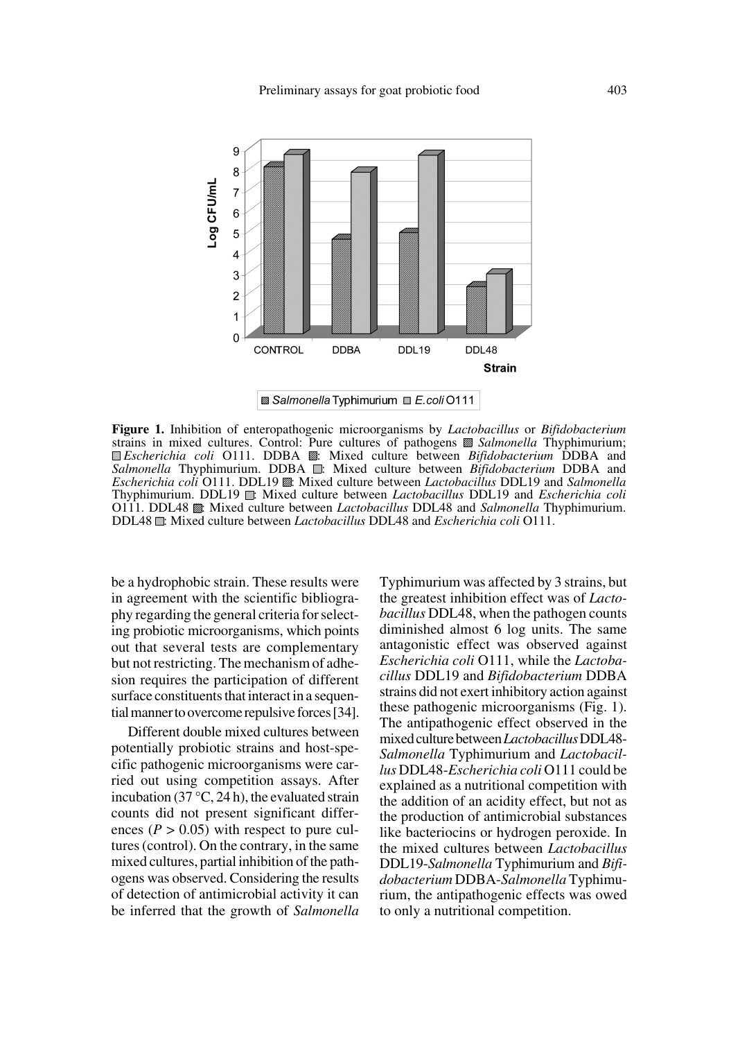**Figure 1.** Inhibition of enteropathogenic microorganisms by *Lactobacillus* or *Bifidobacterium* strains in mixed cultures. Control: Pure cultures of pathogens ▨ *Salmonella* Thyphimurium; □ *Escherichia coli* O111. DDBA ▨: Mixed culture between *Bifidobacterium* DDBA and *Salmonella* Thyphimurium. DDBA □: Mixed culture between *Bifidobacterium* DDBA and *Escherichia coli* O111. DDL19 ▨: Mixed culture between *Lactobacillus* DDL19 and *Salmonella* Thyphimurium. DDL19 □: Mixed culture between *Lactobacillus* DDL19 and *Escherichia coli* O111. DDL48 ▨: Mixed culture between *Lactobacillus* DDL48 and *Salmonella* Thyphimurium. DDL48 □: Mixed culture between *Lactobacillus* DDL48 and *Escherichia coli* O111.

be a hydrophobic strain. These results were in agreement with the scientific bibliography regarding the general criteria for selecting probiotic microorganisms, which points out that several tests are complementary but not restricting. The mechanism of adhesion requires the participation of different surface constituents that interact in a sequential manner to overcome repulsive forces [34].

Different double mixed cultures between potentially probiotic strains and host-specific pathogenic microorganisms were carried out using competition assays. After incubation (37 °C, 24 h), the evaluated strain counts did not present significant differences ($P > 0.05$) with respect to pure cultures (control). On the contrary, in the same mixed cultures, partial inhibition of the pathogens was observed. Considering the results of detection of antimicrobial activity it can be inferred that the growth of *Salmonella* Typhimurium was affected by 3 strains, but the greatest inhibition effect was of *Lactobacillus* DDL48, when the pathogen counts diminished almost 6 log units. The same antagonistic effect was observed against *Escherichia coli* O111, while the *Lactobacillus* DDL19 and *Bifidobacterium* DDBA strains did not exert inhibitory action against these pathogenic microorganisms (Fig. 1). The antipathogenic effect observed in the mixed culture between *Lactobacillus* DDL48-*Salmonella* Typhimurium and *Lactobacillus* DDL48-*Escherichia coli* O111 could be explained as a nutritional competition with the addition of an acidity effect, but not as the production of antimicrobial substances like bacteriocins or hydrogen peroxide. In the mixed cultures between *Lactobacillus* DDL19-*Salmonella* Typhimurium and *Bifidobacterium* DDBA-*Salmonella* Typhimurium, the antipathogenic effects was owed to only a nutritional competition.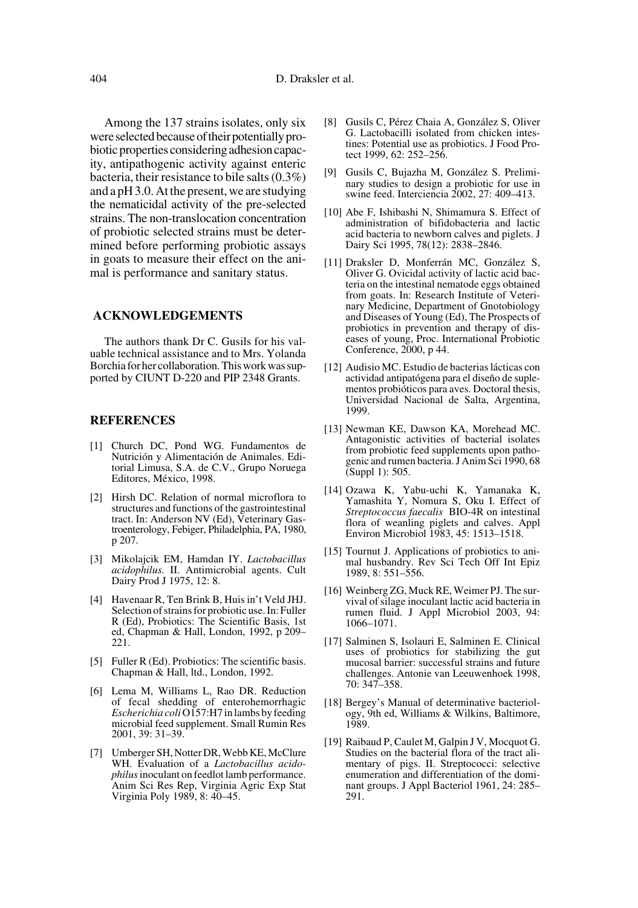Among the 137 strains isolates, only six were selected because of their potentially probiotic properties considering adhesion capacity, antipathogenic activity against enteric bacteria, their resistance to bile salts (0.3%) and a pH 3.0. At the present, we are studying the nematicidal activity of the pre-selected strains. The non-translocation concentration of probiotic selected strains must be determined before performing probiotic assays in goats to measure their effect on the animal is performance and sanitary status.

## ACKNOWLEDGEMENTS

The authors thank Dr C. Gusils for his valuable technical assistance and to Mrs. Yolanda Borchia for her collaboration. This work was supported by CIUNT D-220 and PIP 2348 Grants.

## REFERENCES

[1] Church DC, Pond WG. Fundamentos de Nutrición y Alimentación de Animales. Editorial Limusa, S.A. de C.V., Grupo Noruega Editores, México, 1998.

[2] Hirsh DC. Relation of normal microflora to structures and functions of the gastrointestinal tract. In: Anderson NV (Ed), Veterinary Gastroenterology, Febiger, Philadelphia, PA, 1980, p 207.

[3] Mikolajcik EM, Hamdan IY. *Lactobacillus acidophilus*. II. Antimicrobial agents. Cult Dairy Prod J 1975, 12: 8.

[4] Havenaar R, Ten Brink B, Huis in't Veld JHJ. Selection of strains for probiotic use. In: Fuller R (Ed), Probiotics: The Scientific Basis, 1st ed, Chapman & Hall, London, 1992, p 209–221.

[5] Fuller R (Ed). Probiotics: The scientific basis. Chapman & Hall, ltd., London, 1992.

[6] Lema M, Williams L, Rao DR. Reduction of fecal shedding of enterohemorrhagic *Escherichia coli* O157:H7 in lambs by feeding microbial feed supplement. Small Rumin Res 2001, 39: 31–39.

[7] Umberger SH, Notter DR, Webb KE, McClure WH. Evaluation of a *Lactobacillus acidophilus* inoculant on feedlot lamb performance. Anim Sci Res Rep, Virginia Agric Exp Stat Virginia Poly 1989, 8: 40–45.

[8] Gusils C, Pérez Chaia A, González S, Oliver G. Lactobacilli isolated from chicken intestines: Potential use as probiotics. J Food Protect 1999, 62: 252–256.

[9] Gusils C, Bujazha M, González S. Preliminary studies to design a probiotic for use in swine feed. Interciencia 2002, 27: 409–413.

[10] Abe F, Ishibashi N, Shimamura S. Effect of administration of bifidobacteria and lactic acid bacteria to newborn calves and piglets. J Dairy Sci 1995, 78(12): 2838–2846.

[11] Draksler D, Monferrán MC, González S, Oliver G. Ovicidal activity of lactic acid bacteria on the intestinal nematode eggs obtained from goats. In: Research Institute of Veterinary Medicine, Department of Gnotobiology and Diseases of Young (Ed), The Prospects of probiotics in prevention and therapy of diseases of young, Proc. International Probiotic Conference, 2000, p 44.

[12] Audisio MC. Estudio de bacterias lácticas con actividad antipatógena para el diseño de suplementos probióticos para aves. Doctoral thesis, Universidad Nacional de Salta, Argentina, 1999.

[13] Newman KE, Dawson KA, Morehead MC. Antagonistic activities of bacterial isolates from probiotic feed supplements upon pathogenic and rumen bacteria. J Anim Sci 1990, 68 (Suppl 1): 505.

[14] Ozawa K, Yabu-uchi K, Yamanaka K, Yamashita Y, Nomura S, Oku I. Effect of *Streptococcus faecalis* BIO-4R on intestinal flora of weanling piglets and calves. Appl Environ Microbiol 1983, 45: 1513–1518.

[15] Tournut J. Applications of probiotics to animal husbandry. Rev Sci Tech Off Int Epiz 1989, 8: 551–556.

[16] Weinberg ZG, Muck RE, Weimer PJ. The survival of silage inoculant lactic acid bacteria in rumen fluid. J Appl Microbiol 2003, 94: 1066–1071.

[17] Salminen S, Isolauri E, Salminen E. Clinical uses of probiotics for stabilizing the gut mucosal barrier: successful strains and future challenges. Antonie van Leeuwenhoek 1998, 70: 347–358.

[18] Bergey's Manual of determinative bacteriology, 9th ed, Williams & Wilkins, Baltimore, 1989.

[19] Raibaud P, Caulet M, Galpin J V, Mocquot G. Studies on the bacterial flora of the tract alimentary of pigs. II. Streptococci: selective enumeration and differentiation of the dominant groups. J Appl Bacteriol 1961, 24: 285–291.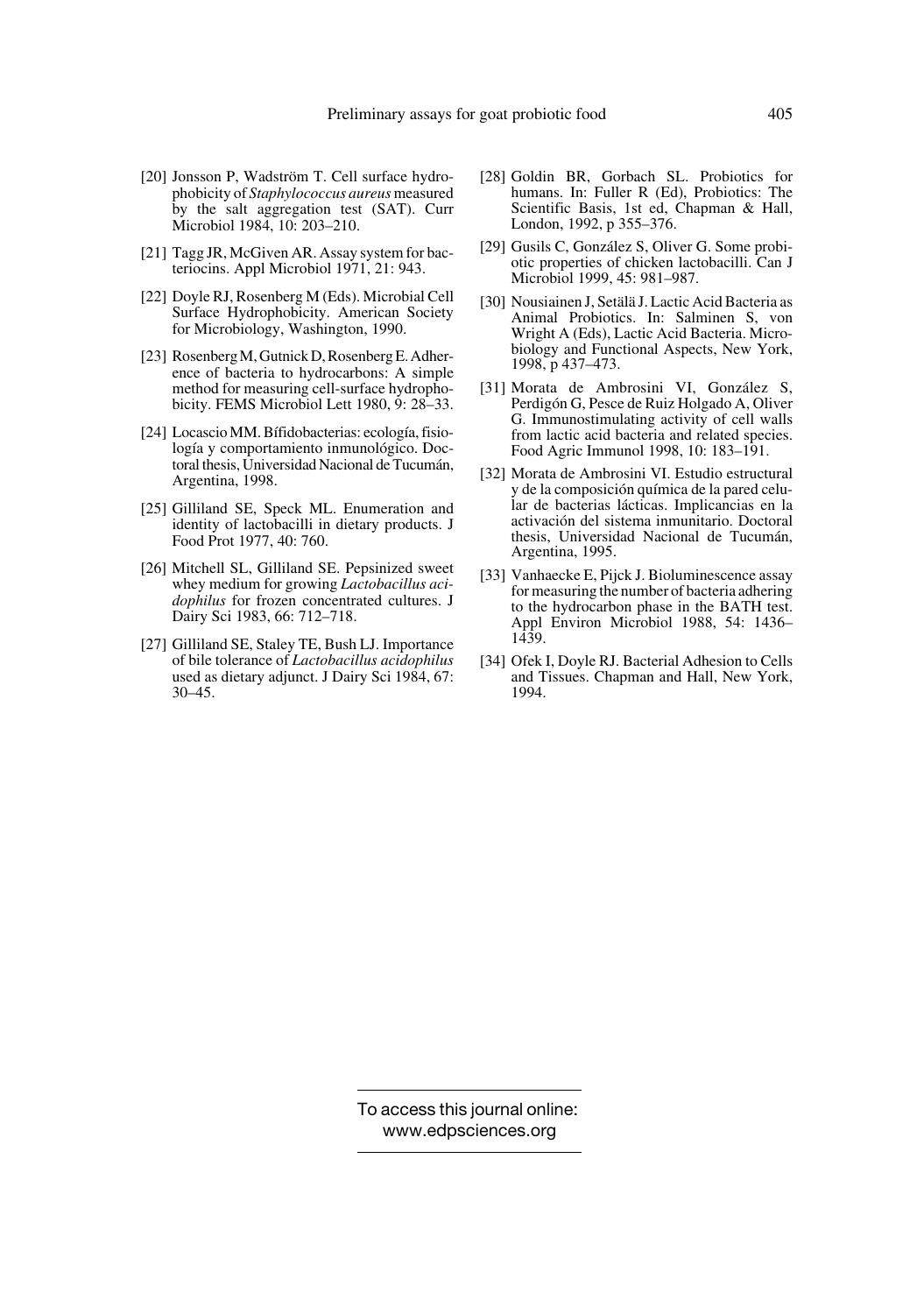[20] Jonsson P, Wadström T. Cell surface hydrophobicity of *Staphylococcus aureus* measured by the salt aggregation test (SAT). Curr Microbiol 1984, 10: 203–210.

[21] Tagg JR, McGiven AR. Assay system for bacteriocins. Appl Microbiol 1971, 21: 943.

[22] Doyle RJ, Rosenberg M (Eds). Microbial Cell Surface Hydrophobicity. American Society for Microbiology, Washington, 1990.

[23] Rosenberg M, Gutnick D, Rosenberg E. Adherence of bacteria to hydrocarbons: A simple method for measuring cell-surface hydrophobicity. FEMS Microbiol Lett 1980, 9: 28–33.

[24] Locascio MM. Bífidobacterias: ecología, fisiología y comportamiento inmunológico. Doctoral thesis, Universidad Nacional de Tucumán, Argentina, 1998.

[25] Gilliland SE, Speck ML. Enumeration and identity of lactobacilli in dietary products. J Food Prot 1977, 40: 760.

[26] Mitchell SL, Gilliland SE. Pepsinized sweet whey medium for growing *Lactobacillus acidophilus* for frozen concentrated cultures. J Dairy Sci 1983, 66: 712–718.

[27] Gilliland SE, Staley TE, Bush LJ. Importance of bile tolerance of *Lactobacillus acidophilus* used as dietary adjunct. J Dairy Sci 1984, 67: 30–45.

[28] Goldin BR, Gorbach SL. Probiotics for humans. In: Fuller R (Ed), Probiotics: The Scientific Basis, 1st ed, Chapman & Hall, London, 1992, p 355–376.

[29] Gusils C, González S, Oliver G. Some probiotic properties of chicken lactobacilli. Can J Microbiol 1999, 45: 981–987.

[30] Nousiainen J, Setälä J. Lactic Acid Bacteria as Animal Probiotics. In: Salminen S, von Wright A (Eds), Lactic Acid Bacteria. Microbiology and Functional Aspects, New York, 1998, p 437–473.

[31] Morata de Ambrosini VI, González S, Perdigón G, Pesce de Ruiz Holgado A, Oliver G. Immunostimulating activity of cell walls from lactic acid bacteria and related species. Food Agric Immunol 1998, 10: 183–191.

[32] Morata de Ambrosini VI. Estudio estructural y de la composición química de la pared celular de bacterias lácticas. Implicancias en la activación del sistema inmunitario. Doctoral thesis, Universidad Nacional de Tucumán, Argentina, 1995.

[33] Vanhaecke E, Pijck J. Bioluminescence assay for measuring the number of bacteria adhering to the hydrocarbon phase in the BATH test. Appl Environ Microbiol 1988, 54: 1436–1439.

[34] Ofek I, Doyle RJ. Bacterial Adhesion to Cells and Tissues. Chapman and Hall, New York, 1994.

To access this journal online:
www.edpsciences.org